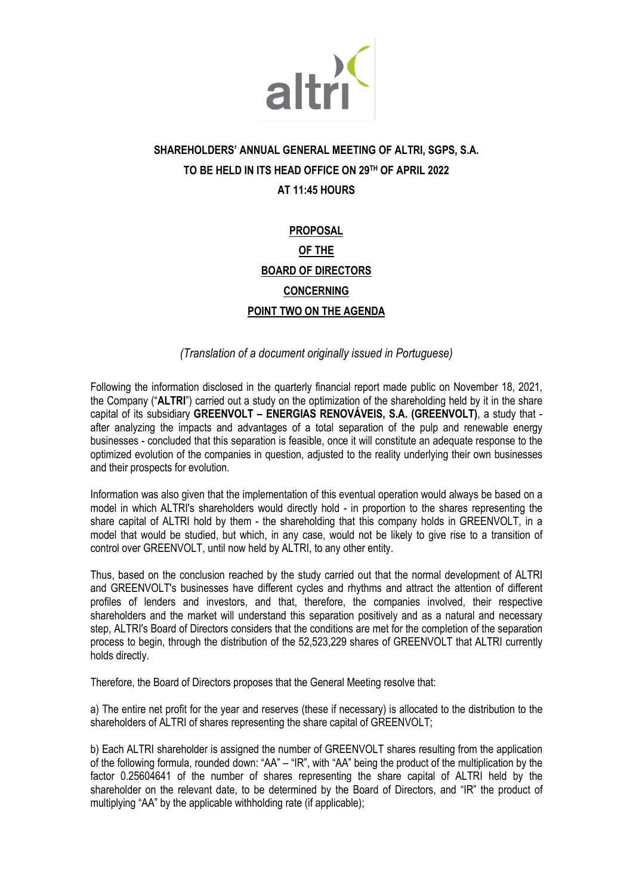**SHAREHOLDERS' ANNUAL GENERAL MEETING OF ALTRI, SGPS, S.A.**
**TO BE HELD IN ITS HEAD OFFICE ON 29TH OF APRIL 2022**
**AT 11:45 HOURS**

**PROPOSAL**
**OF THE**
**BOARD OF DIRECTORS**
**CONCERNING**
**POINT TWO ON THE AGENDA**

*(Translation of a document originally issued in Portuguese)*

Following the information disclosed in the quarterly financial report made public on November 18, 2021, the Company ("**ALTRI**") carried out a study on the optimization of the shareholding held by it in the share capital of its subsidiary **GREENVOLT – ENERGIAS RENOVÁVEIS, S.A. (GREENVOLT)**, a study that - after analyzing the impacts and advantages of a total separation of the pulp and renewable energy businesses - concluded that this separation is feasible, once it will constitute an adequate response to the optimized evolution of the companies in question, adjusted to the reality underlying their own businesses and their prospects for evolution.

Information was also given that the implementation of this eventual operation would always be based on a model in which ALTRI's shareholders would directly hold - in proportion to the shares representing the share capital of ALTRI hold by them - the shareholding that this company holds in GREENVOLT, in a model that would be studied, but which, in any case, would not be likely to give rise to a transition of control over GREENVOLT, until now held by ALTRI, to any other entity.

Thus, based on the conclusion reached by the study carried out that the normal development of ALTRI and GREENVOLT's businesses have different cycles and rhythms and attract the attention of different profiles of lenders and investors, and that, therefore, the companies involved, their respective shareholders and the market will understand this separation positively and as a natural and necessary step, ALTRI's Board of Directors considers that the conditions are met for the completion of the separation process to begin, through the distribution of the 52,523,229 shares of GREENVOLT that ALTRI currently holds directly.

Therefore, the Board of Directors proposes that the General Meeting resolve that:

a) The entire net profit for the year and reserves (these if necessary) is allocated to the distribution to the shareholders of ALTRI of shares representing the share capital of GREENVOLT;

b) Each ALTRI shareholder is assigned the number of GREENVOLT shares resulting from the application of the following formula, rounded down: "AA" – "IR", with "AA" being the product of the multiplication by the factor 0.25604641 of the number of shares representing the share capital of ALTRI held by the shareholder on the relevant date, to be determined by the Board of Directors, and "IR" the product of multiplying "AA" by the applicable withholding rate (if applicable);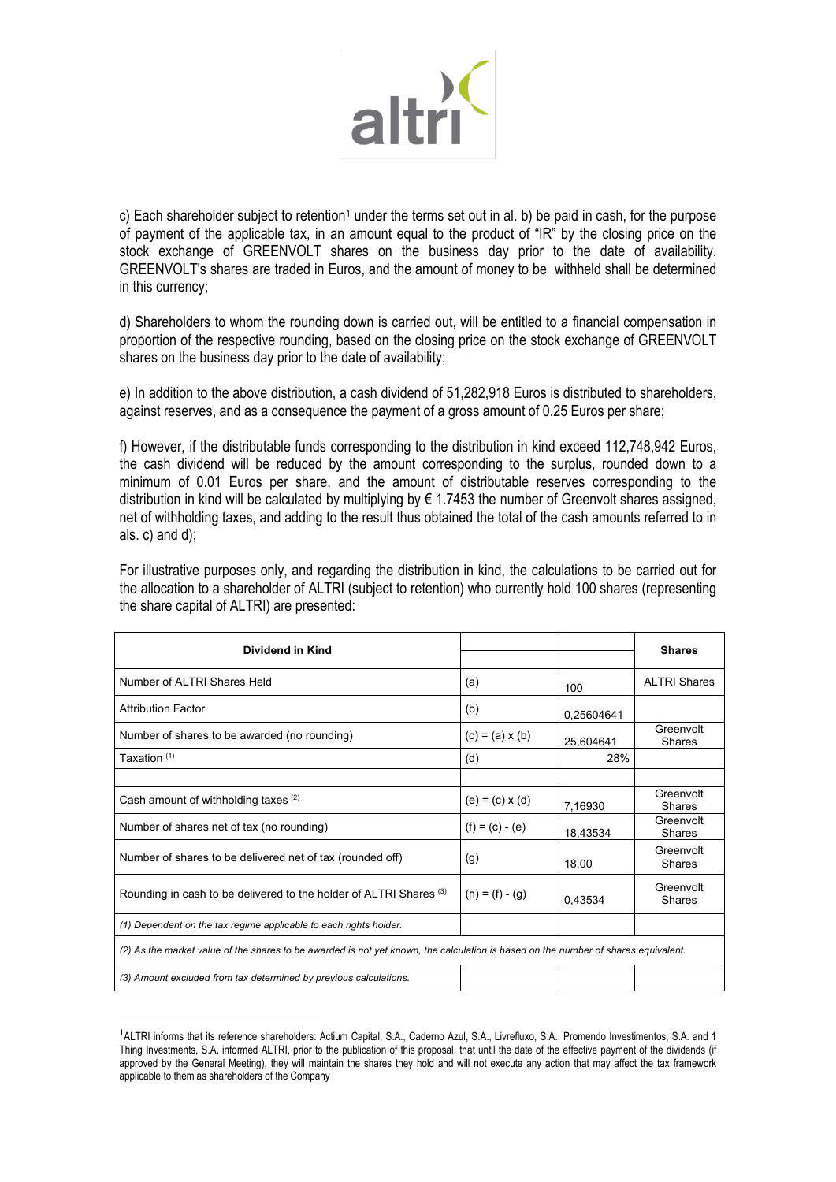c) Each shareholder subject to retention[1] under the terms set out in al. b) be paid in cash, for the purpose of payment of the applicable tax, in an amount equal to the product of "IR" by the closing price on the stock exchange of GREENVOLT shares on the business day prior to the date of availability. GREENVOLT's shares are traded in Euros, and the amount of money to be withheld shall be determined in this currency;

d) Shareholders to whom the rounding down is carried out, will be entitled to a financial compensation in proportion of the respective rounding, based on the closing price on the stock exchange of GREENVOLT shares on the business day prior to the date of availability;

e) In addition to the above distribution, a cash dividend of 51,282,918 Euros is distributed to shareholders, against reserves, and as a consequence the payment of a gross amount of 0.25 Euros per share;

f) However, if the distributable funds corresponding to the distribution in kind exceed 112,748,942 Euros, the cash dividend will be reduced by the amount corresponding to the surplus, rounded down to a minimum of 0.01 Euros per share, and the amount of distributable reserves corresponding to the distribution in kind will be calculated by multiplying by € 1.7453 the number of Greenvolt shares assigned, net of withholding taxes, and adding to the result thus obtained the total of the cash amounts referred to in als. c) and d);

For illustrative purposes only, and regarding the distribution in kind, the calculations to be carried out for the allocation to a shareholder of ALTRI (subject to retention) who currently hold 100 shares (representing the share capital of ALTRI) are presented:

| Dividend in Kind | | | Shares |
|---|---|---|---|
| Number of ALTRI Shares Held | (a) | 100 | ALTRI Shares |
| Attribution Factor | (b) | 0,25604641 | |
| Number of shares to be awarded (no rounding) | (c) = (a) x (b) | 25,604641 | Greenvolt Shares |
| Taxation (1) | (d) | 28% | |
| | | | |
| Cash amount of withholding taxes (2) | (e) = (c) x (d) | 7,16930 | Greenvolt Shares |
| Number of shares net of tax (no rounding) | (f) = (c) - (e) | 18,43534 | Greenvolt Shares |
| Number of shares to be delivered net of tax (rounded off) | (g) | 18,00 | Greenvolt Shares |
| Rounding in cash to be delivered to the holder of ALTRI Shares (3) | (h) = (f) - (g) | 0,43534 | Greenvolt Shares |
| *(1) Dependent on the tax regime applicable to each rights holder.* | | | |
| *(2) As the market value of the shares to be awarded is not yet known, the calculation is based on the number of shares equivalent.* | | | |
| *(3) Amount excluded from tax determined by previous calculations.* | | | |

[1] ALTRI informs that its reference shareholders: Actium Capital, S.A., Caderno Azul, S.A., Livrefluxo, S.A., Promendo Investimentos, S.A. and 1 Thing Investments, S.A. informed ALTRI, prior to the publication of this proposal, that until the date of the effective payment of the dividends (if approved by the General Meeting), they will maintain the shares they hold and will not execute any action that may affect the tax framework applicable to them as shareholders of the Company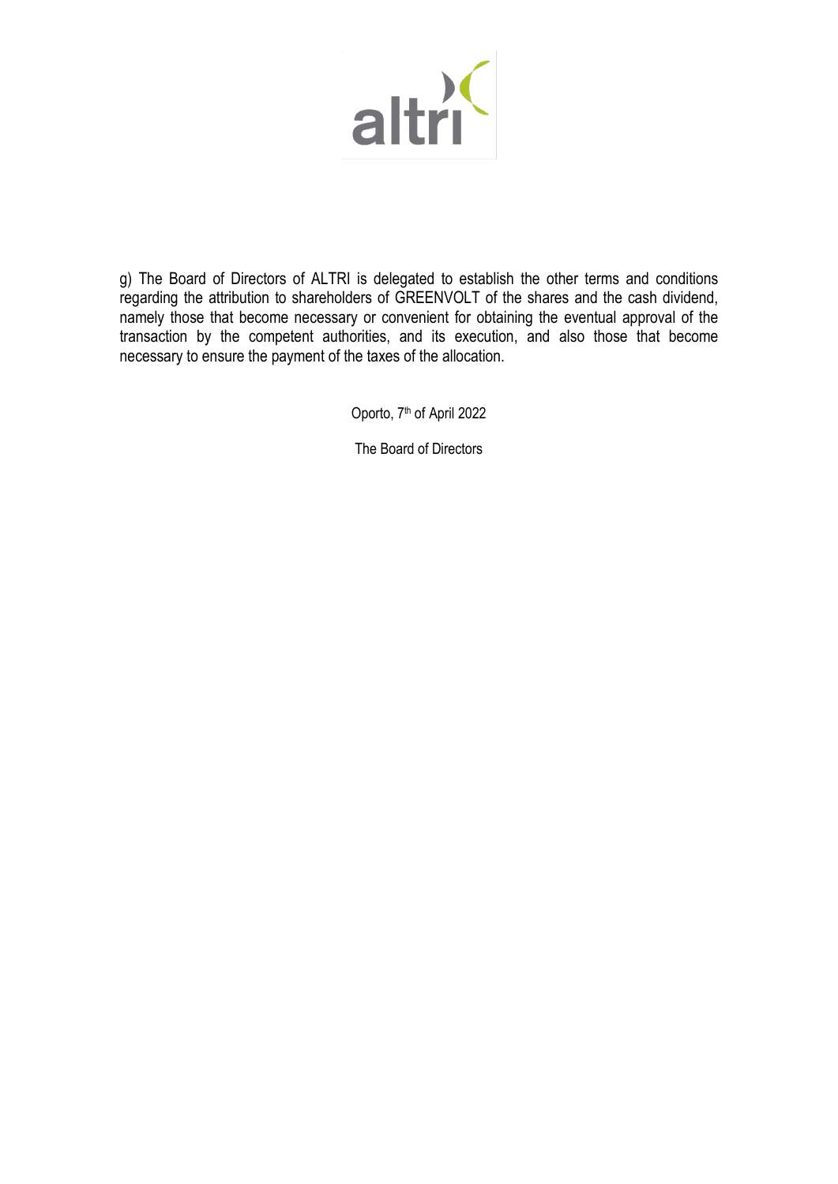g) The Board of Directors of ALTRI is delegated to establish the other terms and conditions regarding the attribution to shareholders of GREENVOLT of the shares and the cash dividend, namely those that become necessary or convenient for obtaining the eventual approval of the transaction by the competent authorities, and its execution, and also those that become necessary to ensure the payment of the taxes of the allocation.

Oporto, 7th of April 2022

The Board of Directors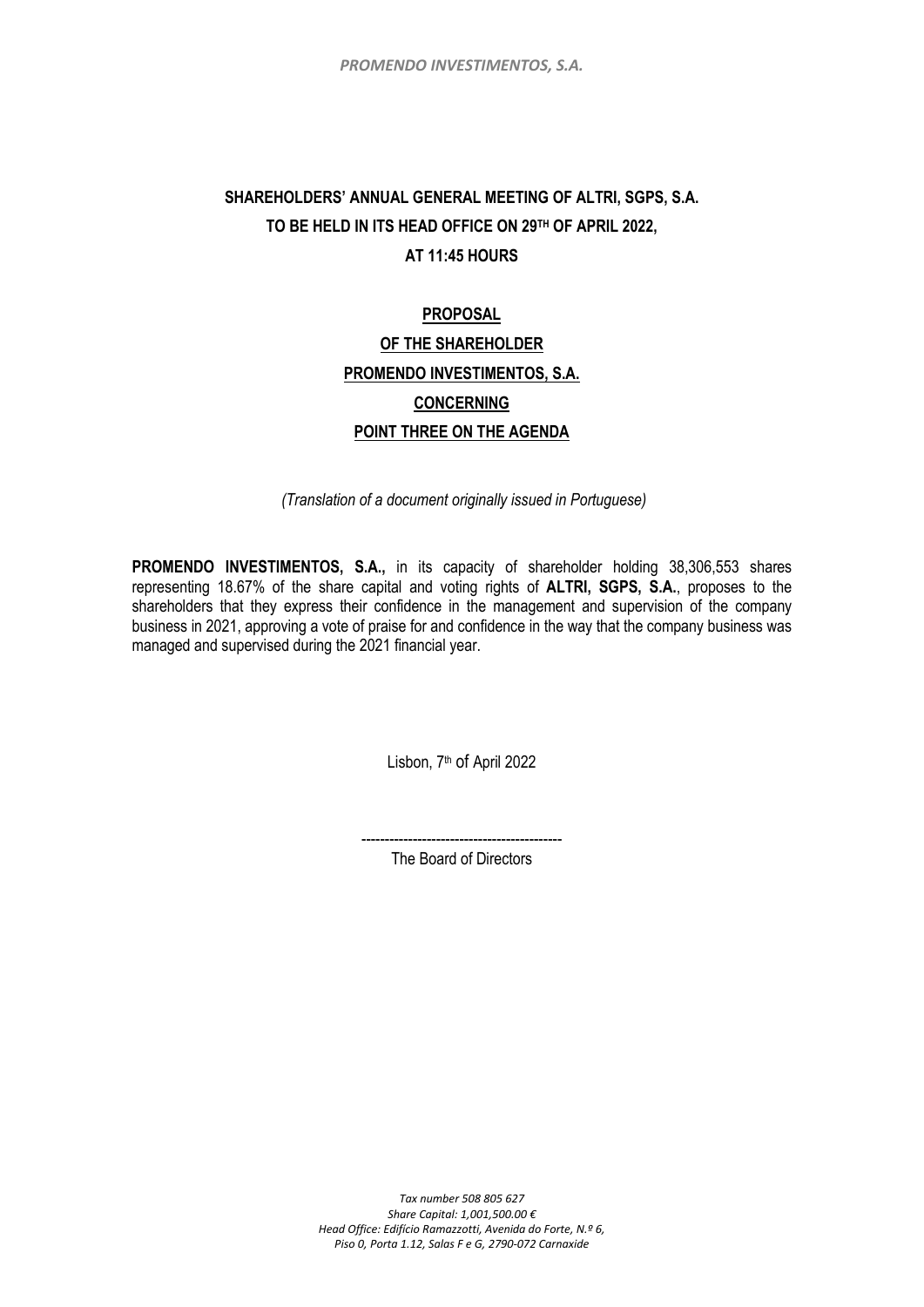**SHAREHOLDERS' ANNUAL GENERAL MEETING OF ALTRI, SGPS, S.A.**
**TO BE HELD IN ITS HEAD OFFICE ON 29TH OF APRIL 2022,**
**AT 11:45 HOURS**

**PROPOSAL**
**OF THE SHAREHOLDER**
**PROMENDO INVESTIMENTOS, S.A.**
**CONCERNING**
**POINT THREE ON THE AGENDA**

*(Translation of a document originally issued in Portuguese)*

**PROMENDO INVESTIMENTOS, S.A.,** in its capacity of shareholder holding 38,306,553 shares representing 18.67% of the share capital and voting rights of **ALTRI, SGPS, S.A.**, proposes to the shareholders that they express their confidence in the management and supervision of the company business in 2021, approving a vote of praise for and confidence in the way that the company business was managed and supervised during the 2021 financial year.

Lisbon, 7th of April 2022

-------------------------------------------
The Board of Directors

*Tax number 508 805 627*
*Share Capital: 1,001,500.00 €*
*Head Office: Edifício Ramazzotti, Avenida do Forte, N.º 6,*
*Piso 0, Porta 1.12, Salas F e G, 2790-072 Carnaxide*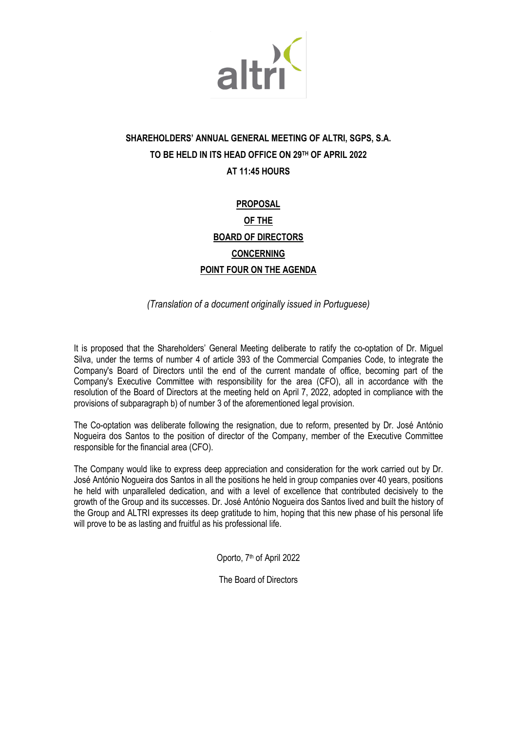**SHAREHOLDERS' ANNUAL GENERAL MEETING OF ALTRI, SGPS, S.A.**
**TO BE HELD IN ITS HEAD OFFICE ON 29TH OF APRIL 2022**
**AT 11:45 HOURS**

**PROPOSAL**
**OF THE**
**BOARD OF DIRECTORS**
**CONCERNING**
**POINT FOUR ON THE AGENDA**

*(Translation of a document originally issued in Portuguese)*

It is proposed that the Shareholders' General Meeting deliberate to ratify the co-optation of Dr. Miguel Silva, under the terms of number 4 of article 393 of the Commercial Companies Code, to integrate the Company's Board of Directors until the end of the current mandate of office, becoming part of the Company's Executive Committee with responsibility for the area (CFO), all in accordance with the resolution of the Board of Directors at the meeting held on April 7, 2022, adopted in compliance with the provisions of subparagraph b) of number 3 of the aforementioned legal provision.

The Co-optation was deliberate following the resignation, due to reform, presented by Dr. José António Nogueira dos Santos to the position of director of the Company, member of the Executive Committee responsible for the financial area (CFO).

The Company would like to express deep appreciation and consideration for the work carried out by Dr. José António Nogueira dos Santos in all the positions he held in group companies over 40 years, positions he held with unparalleled dedication, and with a level of excellence that contributed decisively to the growth of the Group and its successes. Dr. José António Nogueira dos Santos lived and built the history of the Group and ALTRI expresses its deep gratitude to him, hoping that this new phase of his personal life will prove to be as lasting and fruitful as his professional life.

Oporto, 7th of April 2022

The Board of Directors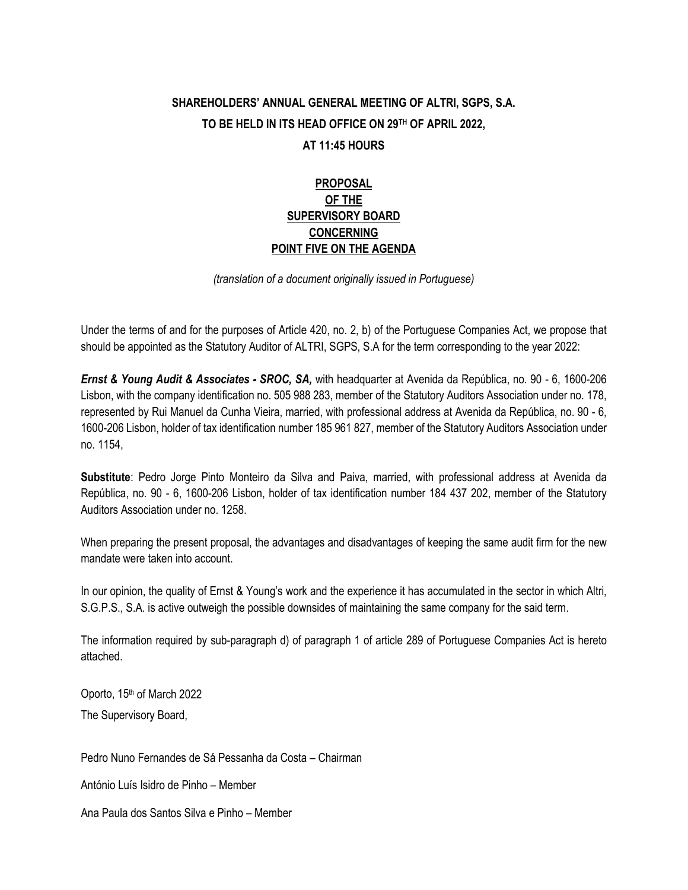**SHAREHOLDERS' ANNUAL GENERAL MEETING OF ALTRI, SGPS, S.A.**
**TO BE HELD IN ITS HEAD OFFICE ON 29TH OF APRIL 2022,**
**AT 11:45 HOURS**

**PROPOSAL**
**OF THE**
**SUPERVISORY BOARD**
**CONCERNING**
**POINT FIVE ON THE AGENDA**

*(translation of a document originally issued in Portuguese)*

Under the terms of and for the purposes of Article 420, no. 2, b) of the Portuguese Companies Act, we propose that should be appointed as the Statutory Auditor of ALTRI, SGPS, S.A for the term corresponding to the year 2022:

***Ernst & Young Audit & Associates - SROC, SA,*** with headquarter at Avenida da República, no. 90 - 6, 1600-206 Lisbon, with the company identification no. 505 988 283, member of the Statutory Auditors Association under no. 178, represented by Rui Manuel da Cunha Vieira, married, with professional address at Avenida da República, no. 90 - 6, 1600-206 Lisbon, holder of tax identification number 185 961 827, member of the Statutory Auditors Association under no. 1154,

**Substitute**: Pedro Jorge Pinto Monteiro da Silva and Paiva, married, with professional address at Avenida da República, no. 90 - 6, 1600-206 Lisbon, holder of tax identification number 184 437 202, member of the Statutory Auditors Association under no. 1258.

When preparing the present proposal, the advantages and disadvantages of keeping the same audit firm for the new mandate were taken into account.

In our opinion, the quality of Ernst & Young's work and the experience it has accumulated in the sector in which Altri, S.G.P.S., S.A. is active outweigh the possible downsides of maintaining the same company for the said term.

The information required by sub-paragraph d) of paragraph 1 of article 289 of Portuguese Companies Act is hereto attached.

Oporto, 15th of March 2022

The Supervisory Board,

Pedro Nuno Fernandes de Sá Pessanha da Costa – Chairman

António Luís Isidro de Pinho – Member

Ana Paula dos Santos Silva e Pinho – Member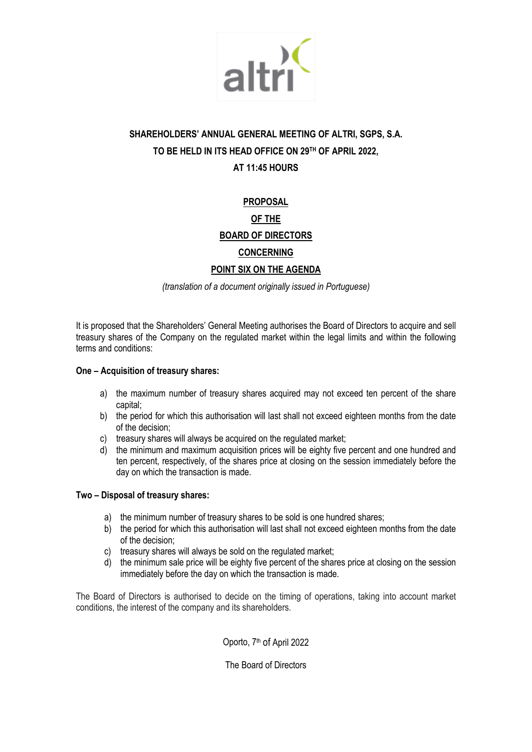**SHAREHOLDERS' ANNUAL GENERAL MEETING OF ALTRI, SGPS, S.A.**

**TO BE HELD IN ITS HEAD OFFICE ON 29TH OF APRIL 2022,**

**AT 11:45 HOURS**

**PROPOSAL**

**OF THE**

**BOARD OF DIRECTORS**

**CONCERNING**

**POINT SIX ON THE AGENDA**

*(translation of a document originally issued in Portuguese)*

It is proposed that the Shareholders' General Meeting authorises the Board of Directors to acquire and sell treasury shares of the Company on the regulated market within the legal limits and within the following terms and conditions:

**One – Acquisition of treasury shares:**

a) the maximum number of treasury shares acquired may not exceed ten percent of the share capital;
b) the period for which this authorisation will last shall not exceed eighteen months from the date of the decision;
c) treasury shares will always be acquired on the regulated market;
d) the minimum and maximum acquisition prices will be eighty five percent and one hundred and ten percent, respectively, of the shares price at closing on the session immediately before the day on which the transaction is made.

**Two – Disposal of treasury shares:**

a) the minimum number of treasury shares to be sold is one hundred shares;
b) the period for which this authorisation will last shall not exceed eighteen months from the date of the decision;
c) treasury shares will always be sold on the regulated market;
d) the minimum sale price will be eighty five percent of the shares price at closing on the session immediately before the day on which the transaction is made.

The Board of Directors is authorised to decide on the timing of operations, taking into account market conditions, the interest of the company and its shareholders.

Oporto, 7th of April 2022

The Board of Directors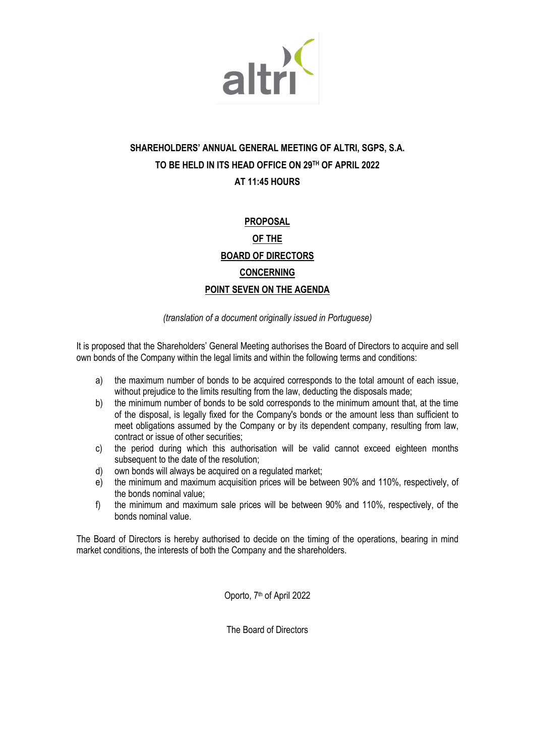altri

**SHAREHOLDERS' ANNUAL GENERAL MEETING OF ALTRI, SGPS, S.A.**
**TO BE HELD IN ITS HEAD OFFICE ON 29TH OF APRIL 2022**
**AT 11:45 HOURS**

**PROPOSAL**
**OF THE**
**BOARD OF DIRECTORS**
**CONCERNING**
**POINT SEVEN ON THE AGENDA**

*(translation of a document originally issued in Portuguese)*

It is proposed that the Shareholders' General Meeting authorises the Board of Directors to acquire and sell own bonds of the Company within the legal limits and within the following terms and conditions:

a) the maximum number of bonds to be acquired corresponds to the total amount of each issue, without prejudice to the limits resulting from the law, deducting the disposals made;
b) the minimum number of bonds to be sold corresponds to the minimum amount that, at the time of the disposal, is legally fixed for the Company's bonds or the amount less than sufficient to meet obligations assumed by the Company or by its dependent company, resulting from law, contract or issue of other securities;
c) the period during which this authorisation will be valid cannot exceed eighteen months subsequent to the date of the resolution;
d) own bonds will always be acquired on a regulated market;
e) the minimum and maximum acquisition prices will be between 90% and 110%, respectively, of the bonds nominal value;
f) the minimum and maximum sale prices will be between 90% and 110%, respectively, of the bonds nominal value.

The Board of Directors is hereby authorised to decide on the timing of the operations, bearing in mind market conditions, the interests of both the Company and the shareholders.

Oporto, 7th of April 2022

The Board of Directors